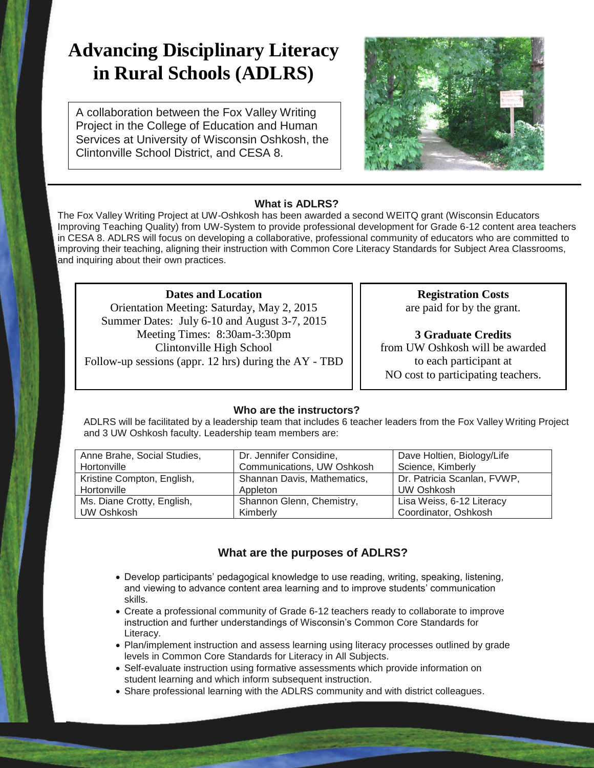# Advancing Disciplinary Literacy in Rural Schools (ADLRS)

A collaboration between the Fox Valley Writing Project in the College of Education and Human Services at University of Wisconsin Oshkosh, the Clintonville School District, and CESA 8.

### What is ADLRS?

The Fox Valley Writing Project at UW-Oshkosh has been awarded a second WEITQ grant (Wisconsin Educators Improving Teaching Quality) from UW-System to provide professional development for Grade 6-12 content area teachers in CESA 8. ADLRS will focus on developing a collaborative, professional community of educators who are committed to improving their teaching, aligning their instruction with Common Core Literacy Standards for Subject Area Classrooms, and inquiring about their own practices.

**Dates and Location**

Orientation Meeting: Saturday, May 2, 2015
Summer Dates: July 6-10 and August 3-7, 2015
Meeting Times: 8:30am-3:30pm
Clintonville High School
Follow-up sessions (appr. 12 hrs) during the AY - TBD

**Registration Costs**
are paid for by the grant.

**3 Graduate Credits**
from UW Oshkosh will be awarded to each participant at NO cost to participating teachers.

### Who are the instructors?

ADLRS will be facilitated by a leadership team that includes 6 teacher leaders from the Fox Valley Writing Project and 3 UW Oshkosh faculty. Leadership team members are:

| | | |
|---|---|---|
| Anne Brahe, Social Studies, Hortonville | Dr. Jennifer Considine, Communications, UW Oshkosh | Dave Holtien, Biology/Life Science, Kimberly |
| Kristine Compton, English, Hortonville | Shannan Davis, Mathematics, Appleton | Dr. Patricia Scanlan, FVWP, UW Oshkosh |
| Ms. Diane Crotty, English, UW Oshkosh | Shannon Glenn, Chemistry, Kimberly | Lisa Weiss, 6-12 Literacy Coordinator, Oshkosh |

### What are the purposes of ADLRS?

- Develop participants' pedagogical knowledge to use reading, writing, speaking, listening, and viewing to advance content area learning and to improve students' communication skills.
- Create a professional community of Grade 6-12 teachers ready to collaborate to improve instruction and further understandings of Wisconsin's Common Core Standards for Literacy.
- Plan/implement instruction and assess learning using literacy processes outlined by grade levels in Common Core Standards for Literacy in All Subjects.
- Self-evaluate instruction using formative assessments which provide information on student learning and which inform subsequent instruction.
- Share professional learning with the ADLRS community and with district colleagues.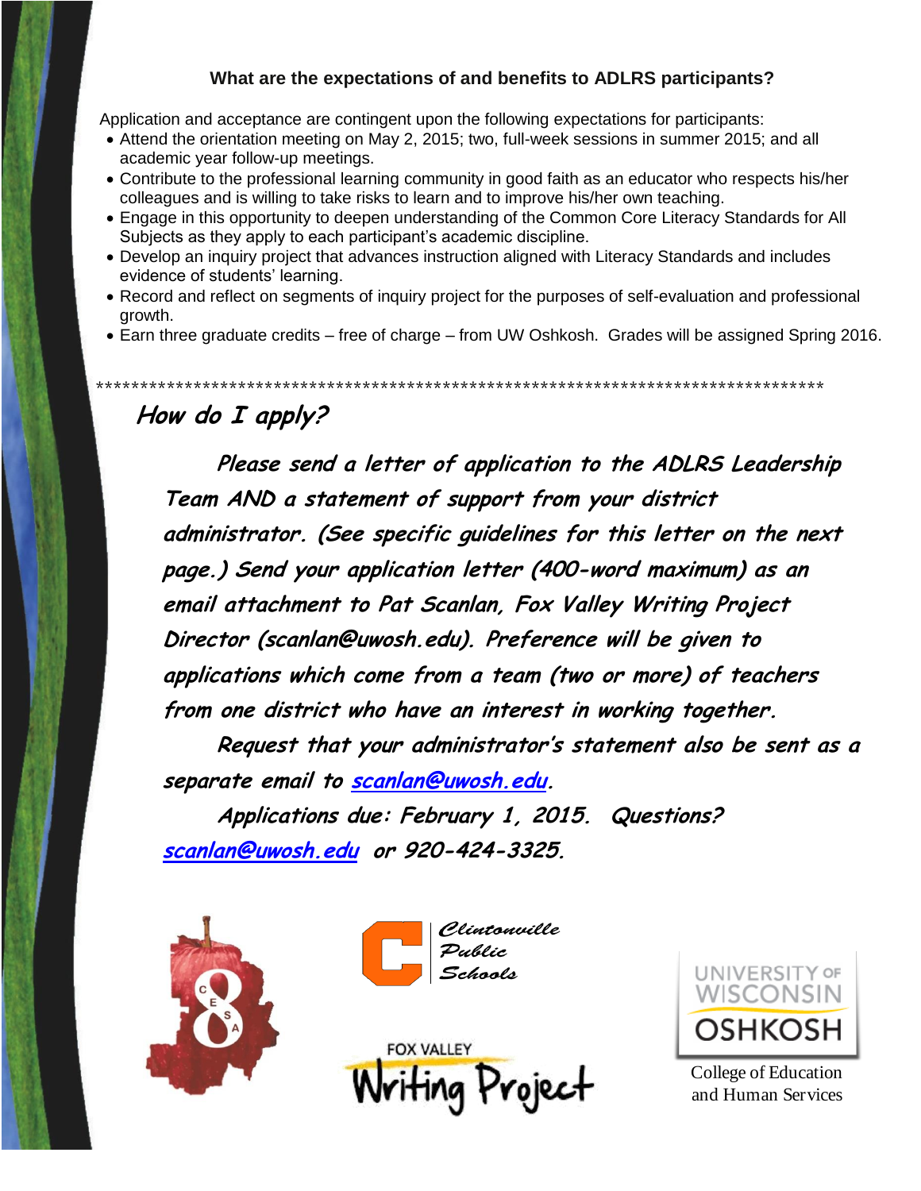**What are the expectations of and benefits to ADLRS participants?**

Application and acceptance are contingent upon the following expectations for participants:

- Attend the orientation meeting on May 2, 2015; two, full-week sessions in summer 2015; and all academic year follow-up meetings.
- Contribute to the professional learning community in good faith as an educator who respects his/her colleagues and is willing to take risks to learn and to improve his/her own teaching.
- Engage in this opportunity to deepen understanding of the Common Core Literacy Standards for All Subjects as they apply to each participant's academic discipline.
- Develop an inquiry project that advances instruction aligned with Literacy Standards and includes evidence of students' learning.
- Record and reflect on segments of inquiry project for the purposes of self-evaluation and professional growth.
- Earn three graduate credits – free of charge – from UW Oshkosh. Grades will be assigned Spring 2016.

***************************************************************************************

## *How do I apply?*

***Please send a letter of application to the ADLRS Leadership Team AND a statement of support from your district administrator. (See specific guidelines for this letter on the next page.) Send your application letter (400-word maximum) as an email attachment to Pat Scanlan, Fox Valley Writing Project Director (scanlan@uwosh.edu). Preference will be given to applications which come from a team (two or more) of teachers from one district who have an interest in working together.***

***Request that your administrator's statement also be sent as a separate email to scanlan@uwosh.edu.***

***Applications due: February 1, 2015. Questions? scanlan@uwosh.edu or 920-424-3325.***

Clintonville Public Schools

FOX VALLEY Writing Project

UNIVERSITY OF WISCONSIN OSHKOSH

College of Education and Human Services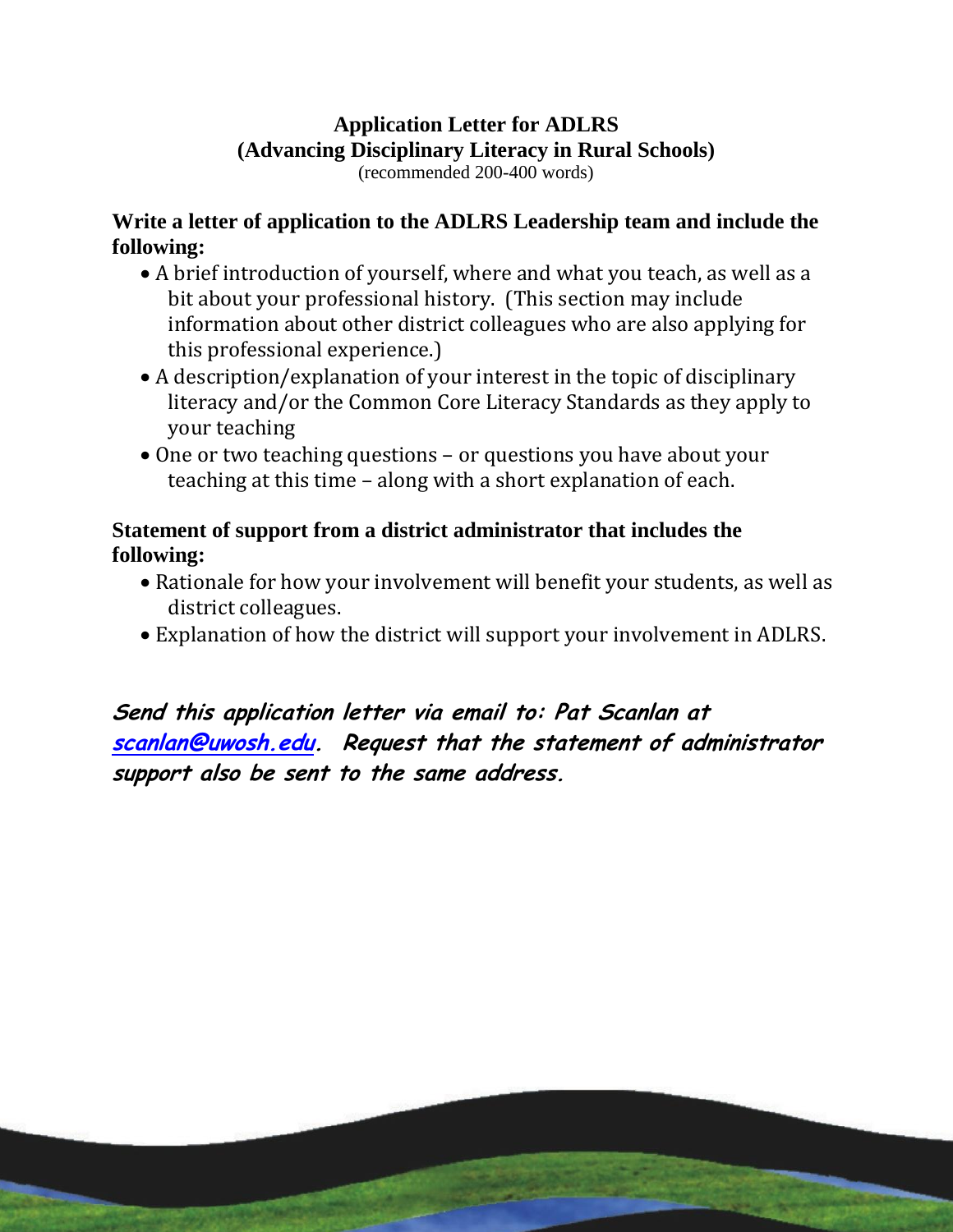# Application Letter for ADLRS
## (Advancing Disciplinary Literacy in Rural Schools)

(recommended 200-400 words)

**Write a letter of application to the ADLRS Leadership team and include the following:**

- A brief introduction of yourself, where and what you teach, as well as a bit about your professional history. (This section may include information about other district colleagues who are also applying for this professional experience.)
- A description/explanation of your interest in the topic of disciplinary literacy and/or the Common Core Literacy Standards as they apply to your teaching
- One or two teaching questions – or questions you have about your teaching at this time – along with a short explanation of each.

**Statement of support from a district administrator that includes the following:**

- Rationale for how your involvement will benefit your students, as well as district colleagues.
- Explanation of how the district will support your involvement in ADLRS.

***Send this application letter via email to: Pat Scanlan at [scanlan@uwosh.edu](mailto:scanlan@uwosh.edu). Request that the statement of administrator support also be sent to the same address.***